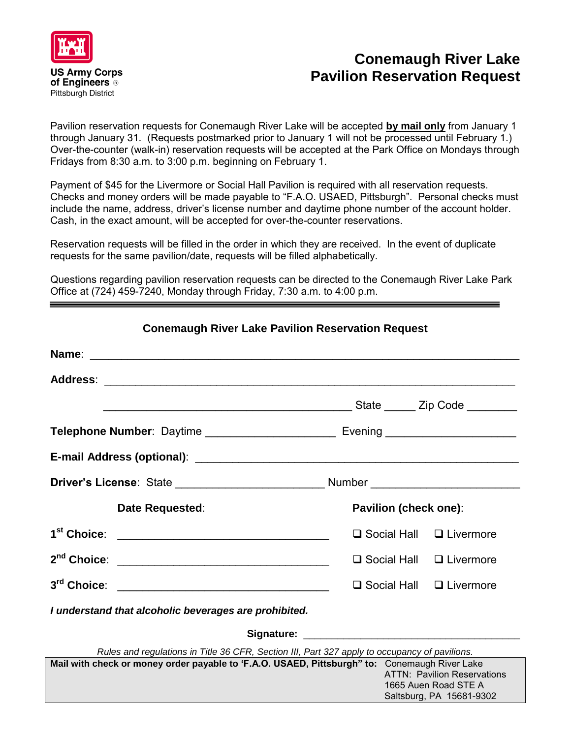US Army Corps of Engineers ®
Pittsburgh District

# Conemaugh River Lake
# Pavilion Reservation Request

Pavilion reservation requests for Conemaugh River Lake will be accepted **by mail only** from January 1 through January 31. (Requests postmarked prior to January 1 will not be processed until February 1.) Over-the-counter (walk-in) reservation requests will be accepted at the Park Office on Mondays through Fridays from 8:30 a.m. to 3:00 p.m. beginning on February 1.

Payment of $45 for the Livermore or Social Hall Pavilion is required with all reservation requests. Checks and money orders will be made payable to "F.A.O. USAED, Pittsburgh". Personal checks must include the name, address, driver's license number and daytime phone number of the account holder. Cash, in the exact amount, will be accepted for over-the-counter reservations.

Reservation requests will be filled in the order in which they are received. In the event of duplicate requests for the same pavilion/date, requests will be filled alphabetically.

Questions regarding pavilion reservation requests can be directed to the Conemaugh River Lake Park Office at (724) 459-7240, Monday through Friday, 7:30 a.m. to 4:00 p.m.

---

## Conemaugh River Lake Pavilion Reservation Request

**Name**: ________________________________________________

**Address**: ______________________________________________

________________________________ State _____ Zip Code ________

**Telephone Number**: Daytime ____________________ Evening ____________________

**E-mail Address (optional)**: ____________________________________

**Driver's License**: State ______________________ Number ______________________

| **Date Requested**: | **Pavilion (check one)**: |
|---|---|
| **1st Choice**: ______________________ | ☐ Social Hall ☐ Livermore |
| **2nd Choice**: ______________________ | ☐ Social Hall ☐ Livermore |
| **3rd Choice**: ______________________ | ☐ Social Hall ☐ Livermore |

***I understand that alcoholic beverages are prohibited.***

**Signature**: ______________________________

*Rules and regulations in Title 36 CFR, Section III, Part 327 apply to occupancy of pavilions.*

**Mail with check or money order payable to 'F.A.O. USAED, Pittsburgh" to:**
Conemaugh River Lake
ATTN: Pavilion Reservations
1665 Auen Road STE A
Saltsburg, PA 15681-9302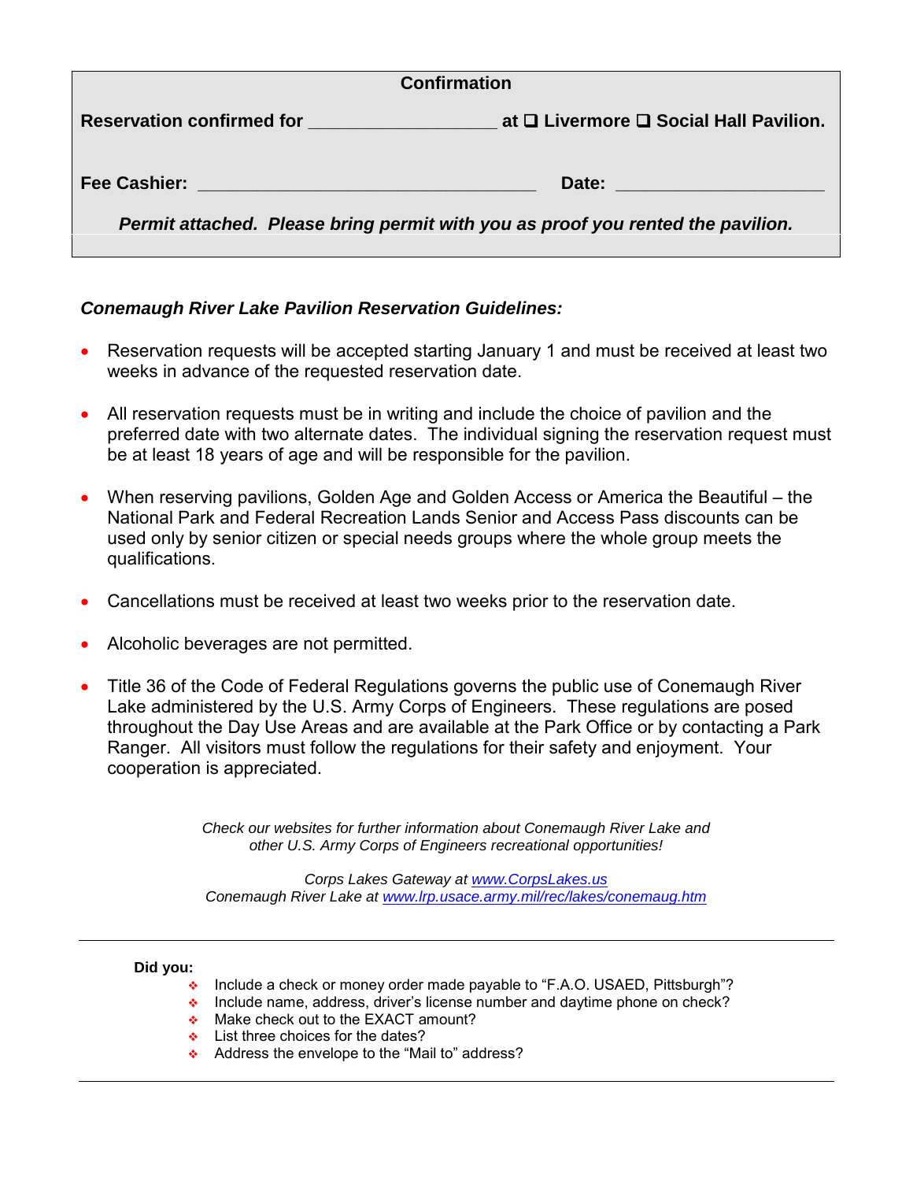**Confirmation**

**Reservation confirmed for __________________ at ❑ Livermore ❑ Social Hall Pavilion.**

**Fee Cashier: _________________________________ Date: ____________________**

***Permit attached. Please bring permit with you as proof you rented the pavilion.***

***Conemaugh River Lake Pavilion Reservation Guidelines:***

- Reservation requests will be accepted starting January 1 and must be received at least two weeks in advance of the requested reservation date.
- All reservation requests must be in writing and include the choice of pavilion and the preferred date with two alternate dates. The individual signing the reservation request must be at least 18 years of age and will be responsible for the pavilion.
- When reserving pavilions, Golden Age and Golden Access or America the Beautiful – the National Park and Federal Recreation Lands Senior and Access Pass discounts can be used only by senior citizen or special needs groups where the whole group meets the qualifications.
- Cancellations must be received at least two weeks prior to the reservation date.
- Alcoholic beverages are not permitted.
- Title 36 of the Code of Federal Regulations governs the public use of Conemaugh River Lake administered by the U.S. Army Corps of Engineers. These regulations are posed throughout the Day Use Areas and are available at the Park Office or by contacting a Park Ranger. All visitors must follow the regulations for their safety and enjoyment. Your cooperation is appreciated.

*Check our websites for further information about Conemaugh River Lake and other U.S. Army Corps of Engineers recreational opportunities!*

*Corps Lakes Gateway at www.CorpsLakes.us*
*Conemaugh River Lake at www.lrp.usace.army.mil/rec/lakes/conemaug.htm*

---

**Did you:**

- Include a check or money order made payable to "F.A.O. USAED, Pittsburgh"?
- Include name, address, driver's license number and daytime phone on check?
- Make check out to the EXACT amount?
- List three choices for the dates?
- Address the envelope to the "Mail to" address?

---